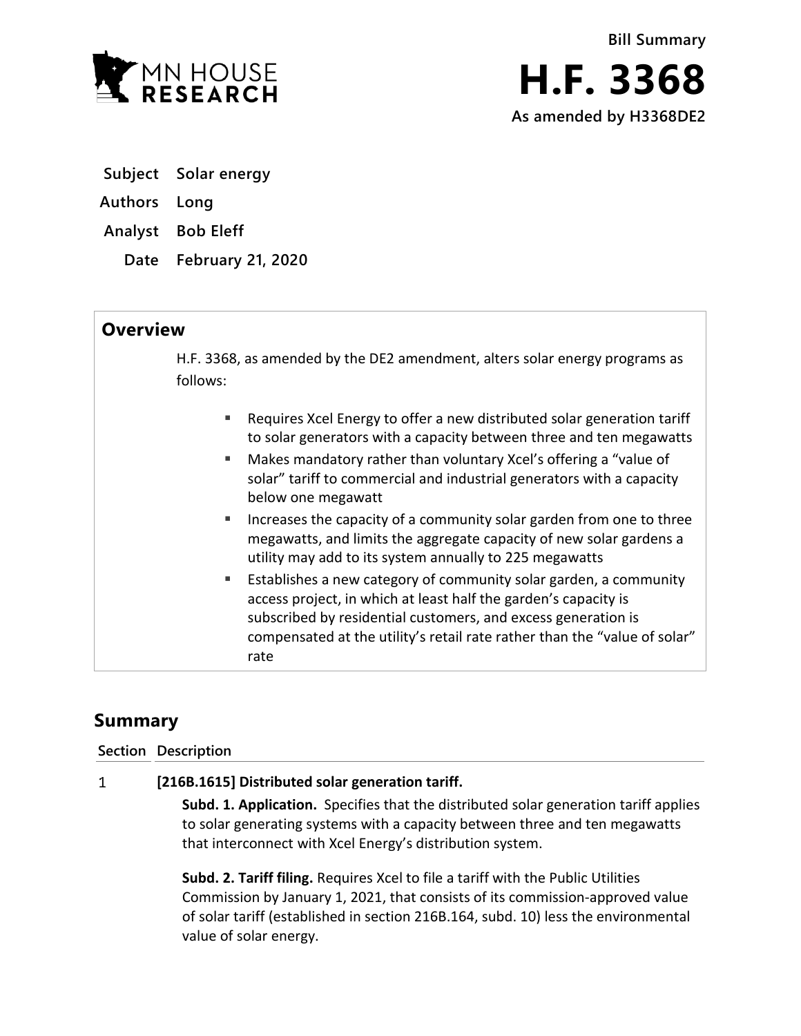MN HOUSE RESEARCH

**Bill Summary**

# H.F. 3368

**As amended by H3368DE2**

| | |
|---|---|
| **Subject** | Solar energy |
| **Authors** | Long |
| **Analyst** | Bob Eleff |
| **Date** | February 21, 2020 |

## Overview

H.F. 3368, as amended by the DE2 amendment, alters solar energy programs as follows:

- Requires Xcel Energy to offer a new distributed solar generation tariff to solar generators with a capacity between three and ten megawatts
- Makes mandatory rather than voluntary Xcel's offering a "value of solar" tariff to commercial and industrial generators with a capacity below one megawatt
- Increases the capacity of a community solar garden from one to three megawatts, and limits the aggregate capacity of new solar gardens a utility may add to its system annually to 225 megawatts
- Establishes a new category of community solar garden, a community access project, in which at least half the garden's capacity is subscribed by residential customers, and excess generation is compensated at the utility's retail rate rather than the "value of solar" rate

## Summary

| Section | Description |
|---|---|
| 1 | **[216B.1615] Distributed solar generation tariff.**<br><br>**Subd. 1. Application.** Specifies that the distributed solar generation tariff applies to solar generating systems with a capacity between three and ten megawatts that interconnect with Xcel Energy's distribution system.<br><br>**Subd. 2. Tariff filing.** Requires Xcel to file a tariff with the Public Utilities Commission by January 1, 2021, that consists of its commission-approved value of solar tariff (established in section 216B.164, subd. 10) less the environmental value of solar energy. |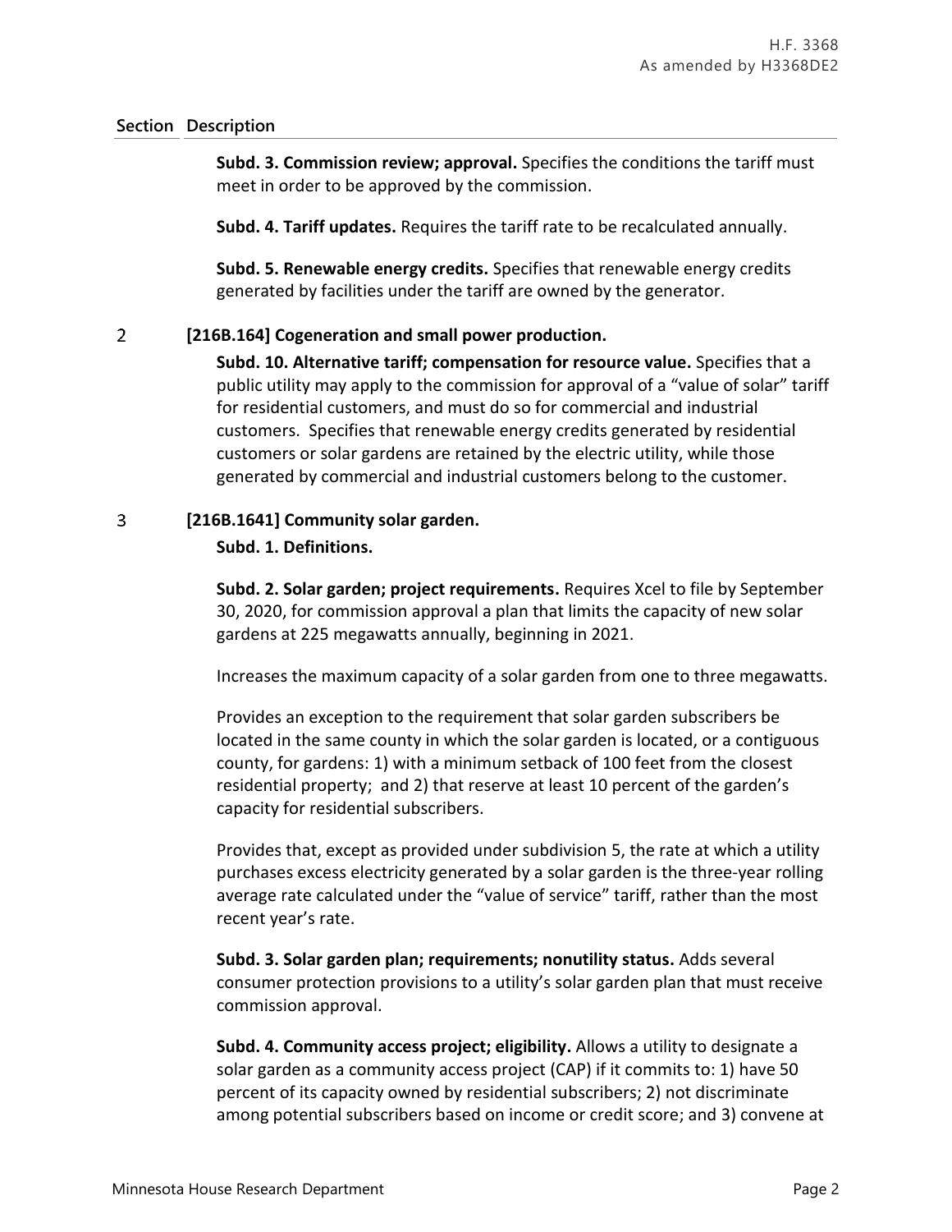| Section | Description |
|---|---|
| | **Subd. 3. Commission review; approval.** Specifies the conditions the tariff must meet in order to be approved by the commission.<br><br>**Subd. 4. Tariff updates.** Requires the tariff rate to be recalculated annually.<br><br>**Subd. 5. Renewable energy credits.** Specifies that renewable energy credits generated by facilities under the tariff are owned by the generator. |
| 2 | **[216B.164] Cogeneration and small power production.**<br><br>**Subd. 10. Alternative tariff; compensation for resource value.** Specifies that a public utility may apply to the commission for approval of a "value of solar" tariff for residential customers, and must do so for commercial and industrial customers. Specifies that renewable energy credits generated by residential customers or solar gardens are retained by the electric utility, while those generated by commercial and industrial customers belong to the customer. |
| 3 | **[216B.1641] Community solar garden.**<br><br>**Subd. 1. Definitions.**<br><br>**Subd. 2. Solar garden; project requirements.** Requires Xcel to file by September 30, 2020, for commission approval a plan that limits the capacity of new solar gardens at 225 megawatts annually, beginning in 2021.<br><br>Increases the maximum capacity of a solar garden from one to three megawatts.<br><br>Provides an exception to the requirement that solar garden subscribers be located in the same county in which the solar garden is located, or a contiguous county, for gardens: 1) with a minimum setback of 100 feet from the closest residential property; and 2) that reserve at least 10 percent of the garden's capacity for residential subscribers.<br><br>Provides that, except as provided under subdivision 5, the rate at which a utility purchases excess electricity generated by a solar garden is the three-year rolling average rate calculated under the "value of service" tariff, rather than the most recent year's rate.<br><br>**Subd. 3. Solar garden plan; requirements; nonutility status.** Adds several consumer protection provisions to a utility's solar garden plan that must receive commission approval.<br><br>**Subd. 4. Community access project; eligibility.** Allows a utility to designate a solar garden as a community access project (CAP) if it commits to: 1) have 50 percent of its capacity owned by residential subscribers; 2) not discriminate among potential subscribers based on income or credit score; and 3) convene at |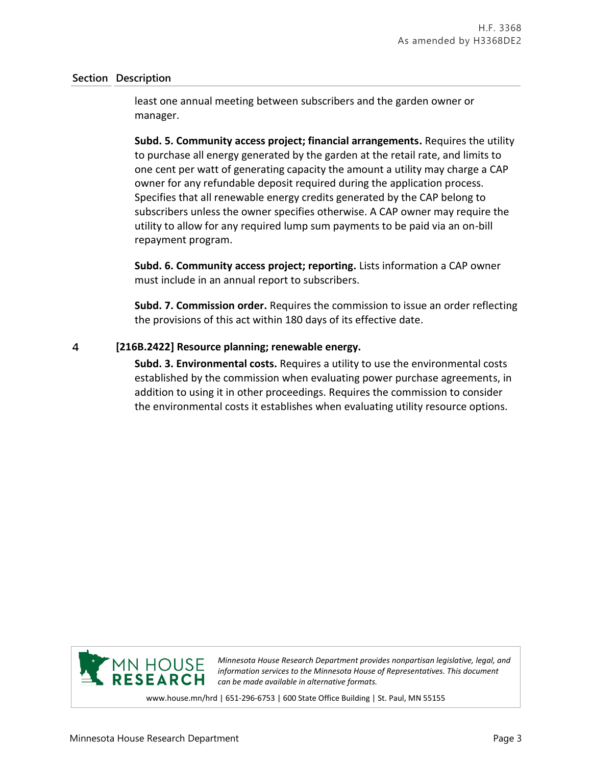| Section | Description |
| --- | --- |
| | least one annual meeting between subscribers and the garden owner or manager. |
| | **Subd. 5. Community access project; financial arrangements.** Requires the utility to purchase all energy generated by the garden at the retail rate, and limits to one cent per watt of generating capacity the amount a utility may charge a CAP owner for any refundable deposit required during the application process. Specifies that all renewable energy credits generated by the CAP belong to subscribers unless the owner specifies otherwise. A CAP owner may require the utility to allow for any required lump sum payments to be paid via an on-bill repayment program. |
| | **Subd. 6. Community access project; reporting.** Lists information a CAP owner must include in an annual report to subscribers. |
| | **Subd. 7. Commission order.** Requires the commission to issue an order reflecting the provisions of this act within 180 days of its effective date. |
| 4 | **[216B.2422] Resource planning; renewable energy.** |
| | **Subd. 3. Environmental costs.** Requires a utility to use the environmental costs established by the commission when evaluating power purchase agreements, in addition to using it in other proceedings. Requires the commission to consider the environmental costs it establishes when evaluating utility resource options. |

MN HOUSE RESEARCH

*Minnesota House Research Department provides nonpartisan legislative, legal, and information services to the Minnesota House of Representatives. This document can be made available in alternative formats.*

www.house.mn/hrd | 651-296-6753 | 600 State Office Building | St. Paul, MN 55155